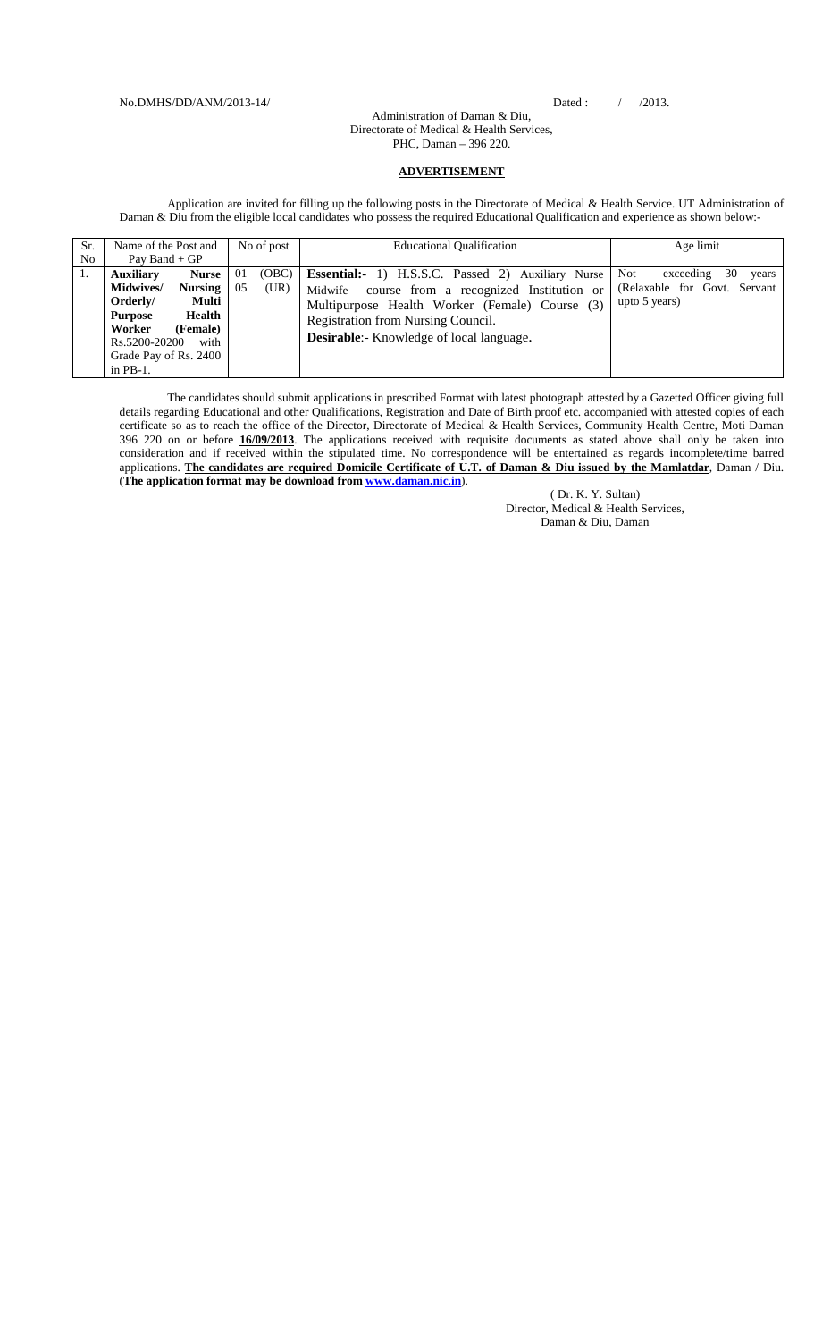No.DMHS/DD/ANM/2013-14/ Dated : / /2013.

Administration of Daman & Diu,
Directorate of Medical & Health Services,
PHC, Daman – 396 220.

## ADVERTISEMENT

Application are invited for filling up the following posts in the Directorate of Medical & Health Service. UT Administration of Daman & Diu from the eligible local candidates who possess the required Educational Qualification and experience as shown below:-

| Sr. No | Name of the Post and Pay Band + GP | No of post | Educational Qualification | Age limit |
|---|---|---|---|---|
| 1. | **Auxiliary Nurse Midwives/ Nursing Orderly/ Multi Purpose Health Worker (Female)** Rs.5200-20200 with Grade Pay of Rs. 2400 in PB-1. | 01 (OBC)<br>05 (UR) | **Essential:-** 1) H.S.S.C. Passed 2) Auxiliary Nurse Midwife course from a recognized Institution or Multipurpose Health Worker (Female) Course (3) Registration from Nursing Council.<br>**Desirable**:- Knowledge of local language**.** | Not exceeding 30 years (Relaxable for Govt. Servant upto 5 years) |

The candidates should submit applications in prescribed Format with latest photograph attested by a Gazetted Officer giving full details regarding Educational and other Qualifications, Registration and Date of Birth proof etc. accompanied with attested copies of each certificate so as to reach the office of the Director, Directorate of Medical & Health Services, Community Health Centre, Moti Daman 396 220 on or before **16/09/2013**. The applications received with requisite documents as stated above shall only be taken into consideration and if received within the stipulated time. No correspondence will be entertained as regards incomplete/time barred applications. **The candidates are required Domicile Certificate of U.T. of Daman & Diu issued by the Mamlatdar**, Daman / Diu. (**The application format may be download from www.daman.nic.in**).

( Dr. K. Y. Sultan)
Director, Medical & Health Services,
Daman & Diu, Daman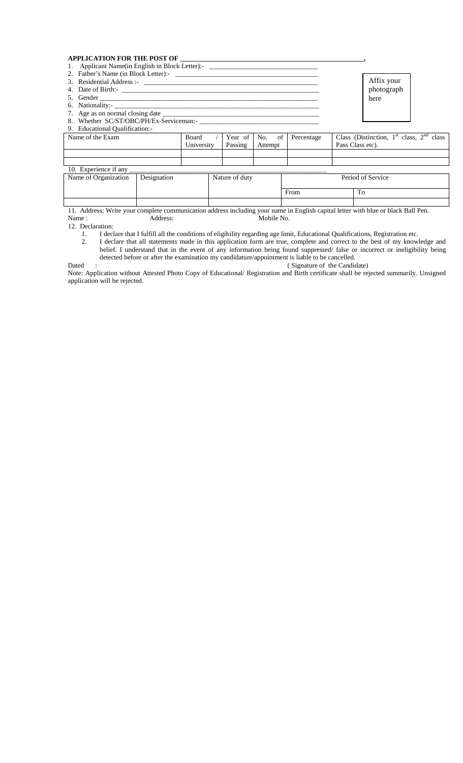**APPLICATION FOR THE POST OF \_\_\_\_\_\_\_\_\_\_\_\_\_\_\_\_\_\_\_\_\_\_\_\_\_\_\_\_\_\_\_\_\_\_\_\_\_\_\_\_\_\_\_\_\_\_\_\_\_\_,**

Affix your photograph here

1. Applicant Name(in English in Block Letter):- \_\_\_\_\_\_\_\_\_\_\_\_\_\_\_\_\_\_\_\_\_\_\_\_\_\_\_\_\_\_
2. Father's Name (in Block Letter):- \_\_\_\_\_\_\_\_\_\_\_\_\_\_\_\_\_\_\_\_\_\_\_\_\_\_\_\_\_\_\_\_\_\_\_\_\_\_\_\_
3. Residential Address :- \_\_\_\_\_\_\_\_\_\_\_\_\_\_\_\_\_\_\_\_\_\_\_\_\_\_\_\_\_\_\_\_\_\_\_\_\_\_\_\_\_\_\_\_\_\_\_\_
4. Date of Birth:- \_\_\_\_\_\_\_\_\_\_\_\_\_\_\_\_\_\_\_\_\_\_\_\_\_\_\_\_\_\_\_\_\_\_\_\_\_\_\_\_\_\_\_\_\_\_\_\_\_\_\_\_\_\_
5. Gender \_\_\_\_\_\_\_\_\_\_\_\_\_\_\_\_\_\_\_\_\_\_\_\_\_\_\_\_\_\_\_\_\_\_\_\_\_\_\_\_\_\_\_\_\_\_\_\_\_\_\_\_\_\_\_\_\_\_\_\_
6. Nationality:- \_\_\_\_\_\_\_\_\_\_\_\_\_\_\_\_\_\_\_\_\_\_\_\_\_\_\_\_\_\_\_\_\_\_\_\_\_\_\_\_\_\_\_\_\_\_\_\_\_\_\_\_\_\_\_
7. Age as on normal closing date \_\_\_\_\_\_\_\_\_\_\_\_\_\_\_\_\_\_\_\_\_\_\_\_\_\_\_\_\_\_\_\_\_\_\_\_\_\_\_\_\_\_
8. Whether SC/ST/OBC/PH/Ex-Serviceman:- \_\_\_\_\_\_\_\_\_\_\_\_\_\_\_\_\_\_\_\_\_\_\_\_\_\_\_\_\_\_\_\_\_
9. Educational Qualification:-

| Name of the Exam | Board / University | Year of Passing | No. of Attempt | Percentage | Class (Distinction, 1st class, 2nd class Pass Class etc). |
|---|---|---|---|---|---|
| | | | | | |
| | | | | | |

10. Experience if any \_\_\_\_\_\_\_\_\_\_\_\_\_\_\_\_\_\_\_\_\_\_\_\_\_\_\_\_\_\_\_\_\_\_\_\_\_\_\_\_\_\_\_\_\_\_\_\_\_\_\_\_\_\_

| Name of Organization | Designation | Nature of duty | Period of Service | |
|---|---|---|---|---|
| | | | From | To |
| | | | | |

11. Address: Write your complete communication address including your name in English capital letter with blue or black Ball Pen.

Name : Address: Mobile No.

12. Declaration:
    1. I declare that I fulfill all the conditions of eligibility regarding age limit, Educational Qualifications, Registration etc.
    2. I declare that all statements made in this application form are true, complete and correct to the best of my knowledge and belief. I understand that in the event of any information being found suppressed/ false or incorrect or ineligibility being detected before or after the examination my candidature/appointment is liable to be cancelled.

Dated : ( Signature of the Candidate)

Note: Application without Attested Photo Copy of Educational/ Registration and Birth certificate shall be rejected summarily. Unsigned application will be rejected.